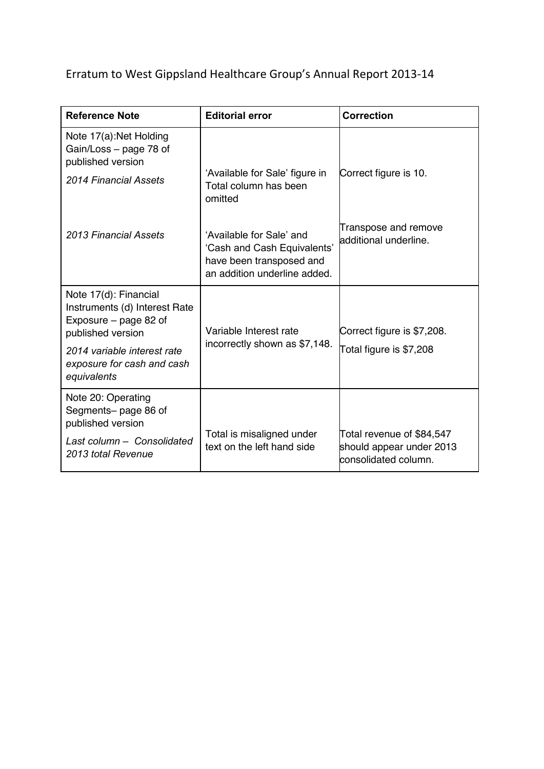# Erratum to West Gippsland Healthcare Group's Annual Report 2013-14

| Reference Note | Editorial error | Correction |
|---|---|---|
| Note 17(a):Net Holding Gain/Loss – page 78 of published version<br>*2014 Financial Assets*<br><br>*2013 Financial Assets* | 'Available for Sale' figure in Total column has been omitted<br><br>'Available for Sale' and 'Cash and Cash Equivalents' have been transposed and an addition underline added. | Correct figure is 10.<br><br>Transpose and remove additional underline. |
| Note 17(d): Financial Instruments (d) Interest Rate Exposure – page 82 of published version<br>*2014 variable interest rate exposure for cash and cash equivalents* | Variable Interest rate incorrectly shown as $7,148. | Correct figure is $7,208.<br>Total figure is $7,208 |
| Note 20: Operating Segments– page 86 of published version<br>*Last column – Consolidated 2013 total Revenue* | Total is misaligned under text on the left hand side | Total revenue of $84,547 should appear under 2013 consolidated column. |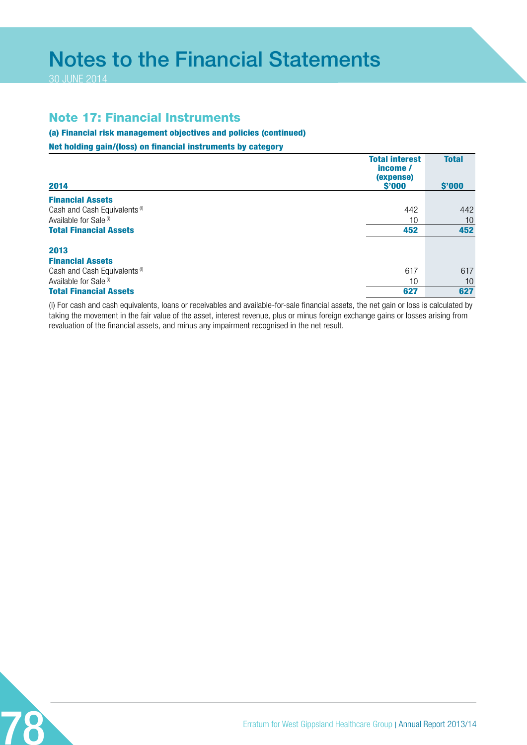# Notes to the Financial Statements

30 JUNE 2014

## Note 17: Financial Instruments

**(a) Financial risk management objectives and policies (continued)**

**Net holding gain/(loss) on financial instruments by category**

| 2014 | Total interest income / (expense) $'000 | Total $'000 |
|---|---|---|
| **Financial Assets** | | |
| Cash and Cash Equivalents [(i)] | 442 | 442 |
| Available for Sale [(i)] | 10 | 10 |
| **Total Financial Assets** | **452** | **452** |
| | | |
| **2013** | | |
| **Financial Assets** | | |
| Cash and Cash Equivalents [(i)] | 617 | 617 |
| Available for Sale [(i)] | 10 | 10 |
| **Total Financial Assets** | **627** | **627** |

(i) For cash and cash equivalents, loans or receivables and available-for-sale financial assets, the net gain or loss is calculated by taking the movement in the fair value of the asset, interest revenue, plus or minus foreign exchange gains or losses arising from revaluation of the financial assets, and minus any impairment recognised in the net result.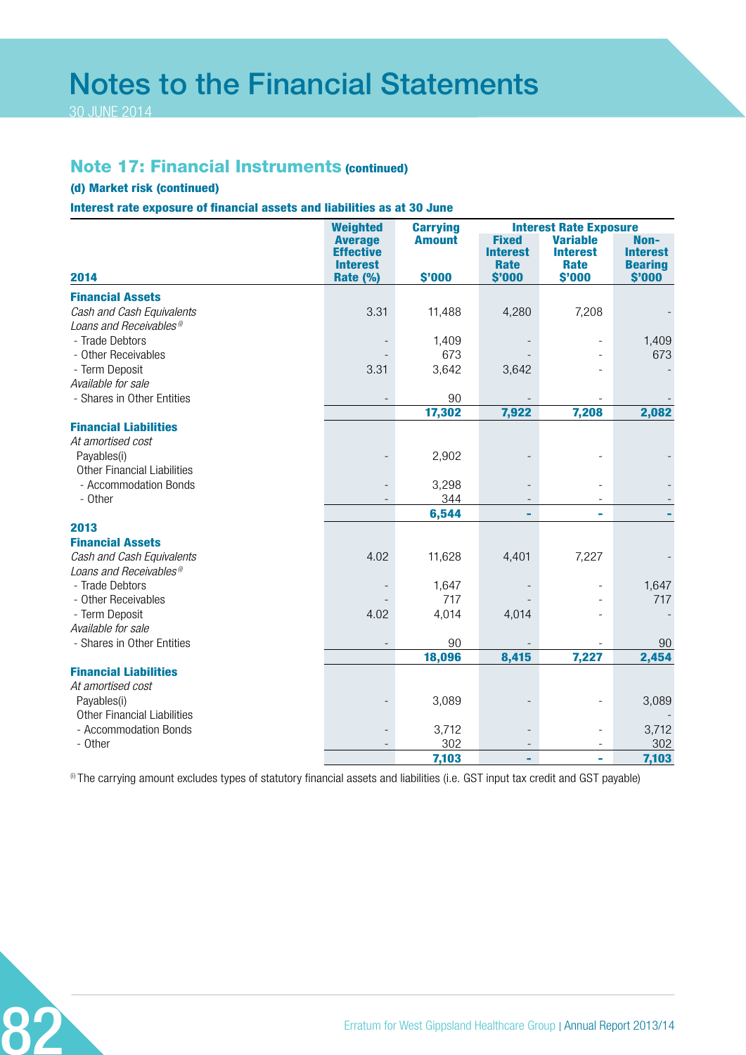# Notes to the Financial Statements

30 JUNE 2014

## Note 17: Financial Instruments (continued)

### (d) Market risk (continued)

**Interest rate exposure of financial assets and liabilities as at 30 June**

| 2014 | Weighted Average Effective Interest Rate (%) | Carrying Amount $'000 | Interest Rate Exposure Fixed Interest Rate $'000 | Variable Interest Rate $'000 | Non-Interest Bearing $'000 |
|---|---|---|---|---|---|
| **Financial Assets** | | | | | |
| *Cash and Cash Equivalents* | 3.31 | 11,488 | 4,280 | 7,208 | - |
| *Loans and Receivables*[i] | | | | | |
| - Trade Debtors | - | 1,409 | - | - | 1,409 |
| - Other Receivables | - | 673 | - | - | 673 |
| - Term Deposit | 3.31 | 3,642 | 3,642 | - | - |
| *Available for sale* | | | | | |
| - Shares in Other Entities | - | 90 | - | - | - |
| | | **17,302** | **7,922** | **7,208** | **2,082** |
| **Financial Liabilities** | | | | | |
| *At amortised cost* | | | | | |
| Payables(i) | - | 2,902 | - | - | - |
| Other Financial Liabilities | | | | | |
| - Accommodation Bonds | - | 3,298 | - | - | - |
| - Other | - | 344 | - | - | - |
| | | **6,544** | **-** | **-** | **-** |
| **2013** | | | | | |
| **Financial Assets** | | | | | |
| *Cash and Cash Equivalents* | 4.02 | 11,628 | 4,401 | 7,227 | - |
| *Loans and Receivables*[i] | | | | | |
| - Trade Debtors | - | 1,647 | - | - | 1,647 |
| - Other Receivables | - | 717 | - | - | 717 |
| - Term Deposit | 4.02 | 4,014 | 4,014 | - | - |
| *Available for sale* | | | | | |
| - Shares in Other Entities | - | 90 | - | - | 90 |
| | | **18,096** | **8,415** | **7,227** | **2,454** |
| **Financial Liabilities** | | | | | |
| *At amortised cost* | | | | | |
| Payables(i) | - | 3,089 | - | - | 3,089 |
| Other Financial Liabilities | | | | | - |
| - Accommodation Bonds | - | 3,712 | - | - | 3,712 |
| - Other | - | 302 | - | - | 302 |
| | | **7,103** | **-** | **-** | **7,103** |

[i] The carrying amount excludes types of statutory financial assets and liabilities (i.e. GST input tax credit and GST payable)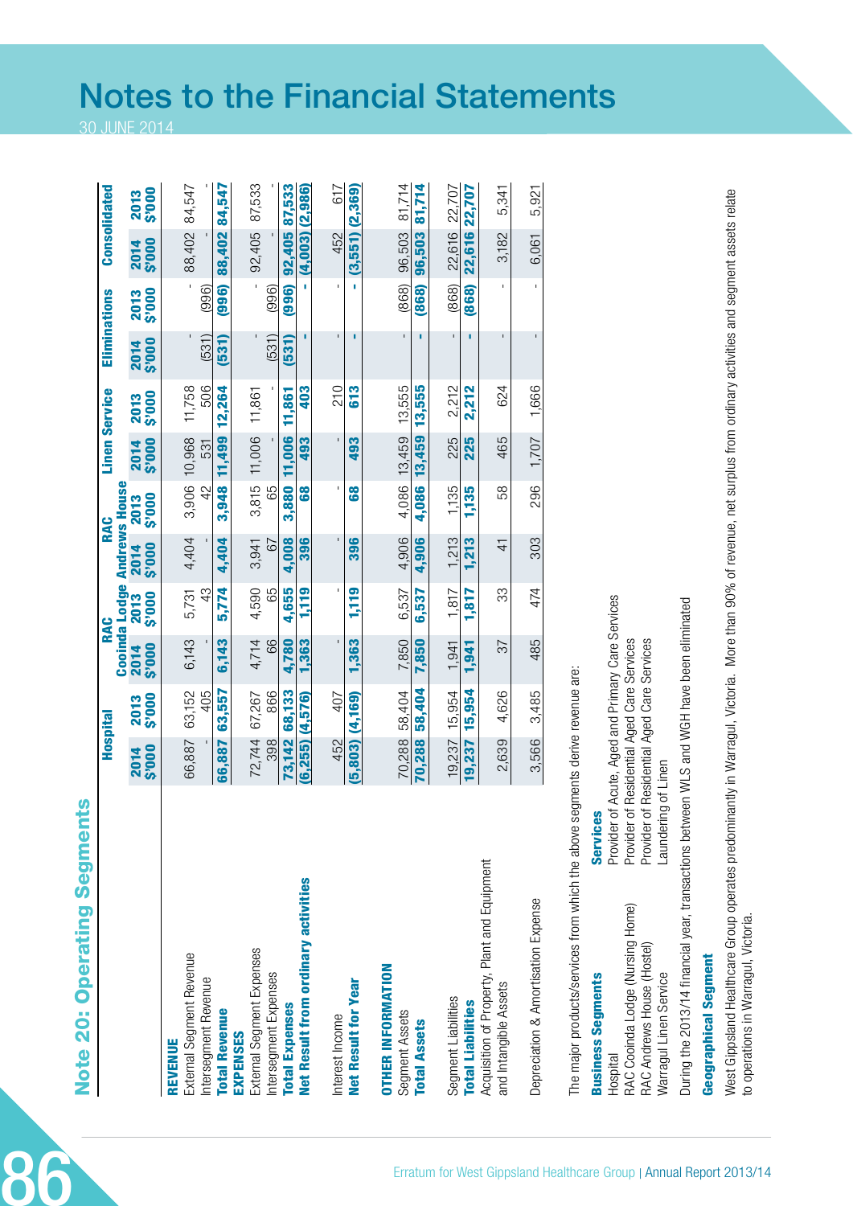# Notes to the Financial Statements

30 JUNE 2014

## Note 20: Operating Segments

| | Hospital | | RAC Cooinda Lodge | | RAC Andrews House | | Linen Service | | Eliminations | | Consolidated | |
|---|---|---|---|---|---|---|---|---|---|---|---|---|
| | 2014 $'000 | 2013 $'000 | 2014 $'000 | 2013 $'000 | 2014 $'000 | 2013 $'000 | 2014 $'000 | 2013 $'000 | 2014 $'000 | 2013 $'000 | 2014 $'000 | 2013 $'000 |
| **REVENUE** | | | | | | | | | | | | |
| External Segment Revenue | 66,887 | 63,152 | 6,143 | 5,731 | 4,404 | 3,906 | 10,968 | 11,758 | - | - | 88,402 | 84,547 |
| Intersegment Revenue | - | 405 | - | 43 | - | 42 | 531 | 506 | (531) | (996) | - | - |
| **Total Revenue** | **66,887** | **63,557** | **6,143** | **5,774** | **4,404** | **3,948** | **11,499** | **12,264** | **(531)** | **(996)** | **88,402** | **84,547** |
| **EXPENSES** | | | | | | | | | | | | |
| External Segment Expenses | 72,744 | 67,267 | 4,714 | 4,590 | 3,941 | 3,815 | 11,006 | 11,861 | - | - | 92,405 | 87,533 |
| Intersegment Expenses | 398 | 866 | 66 | 65 | 67 | 65 | - | - | (531) | (996) | - | - |
| **Total Expenses** | **73,142** | **68,133** | **4,780** | **4,655** | **4,008** | **3,880** | **11,006** | **11,861** | **(531)** | **(996)** | **92,405** | **87,533** |
| **Net Result from ordinary activities** | **(6,255)** | **(4,576)** | **1,363** | **1,119** | **396** | **68** | **493** | **403** | **-** | **-** | **(4,003)** | **(2,986)** |
| Interest Income | 452 | 407 | - | - | - | - | - | 210 | - | - | 452 | 617 |
| **Net Result for Year** | **(5,803)** | **(4,169)** | **1,363** | **1,119** | **396** | **68** | **493** | **613** | **-** | **-** | **(3,551)** | **(2,369)** |
| **OTHER INFORMATION** | | | | | | | | | | | | |
| Segment Assets | 70,288 | 58,404 | 7,850 | 6,537 | 4,906 | 4,086 | 13,459 | 13,555 | - | (868) | 96,503 | 81,714 |
| **Total Assets** | **70,288** | **58,404** | **7,850** | **6,537** | **4,906** | **4,086** | **13,459** | **13,555** | **-** | **(868)** | **96,503** | **81,714** |
| Segment Liabilities | 19,237 | 15,954 | 1,941 | 1,817 | 1,213 | 1,135 | 225 | 2,212 | - | (868) | 22,616 | 22,707 |
| **Total Liabilities** | **19,237** | **15,954** | **1,941** | **1,817** | **1,213** | **1,135** | **225** | **2,212** | **-** | **(868)** | **22,616** | **22,707** |
| Acquisition of Property, Plant and Equipment and Intangible Assets | 2,639 | 4,626 | 37 | 33 | 41 | 58 | 465 | 624 | - | - | 3,182 | 5,341 |
| Depreciation & Amortisation Expense | 3,566 | 3,485 | 485 | 474 | 303 | 296 | 1,707 | 1,666 | - | - | 6,061 | 5,921 |

The major products/services from which the above segments derive revenue are:

| **Business Segments** | **Services** |
|---|---|
| Hospital | Provider of Acute, Aged and Primary Care Services |
| RAC Cooinda Lodge (Nursing Home) | Provider of Residential Aged Care Services |
| RAC Andrews House (Hostel) | Provider of Residential Aged Care Services |
| Warragul Linen Service | Laundering of Linen |

During the 2013/14 financial year, transactions between WLS and WGH have been eliminated

**Geographical Segment**

West Gippsland Healthcare Group operates predominantly in Warragul, Victoria. More than 90% of revenue, net surplus from ordinary activities and segment assets relate to operations in Warragul, Victoria.

Erratum for West Gippsland Healthcare Group | Annual Report 2013/14